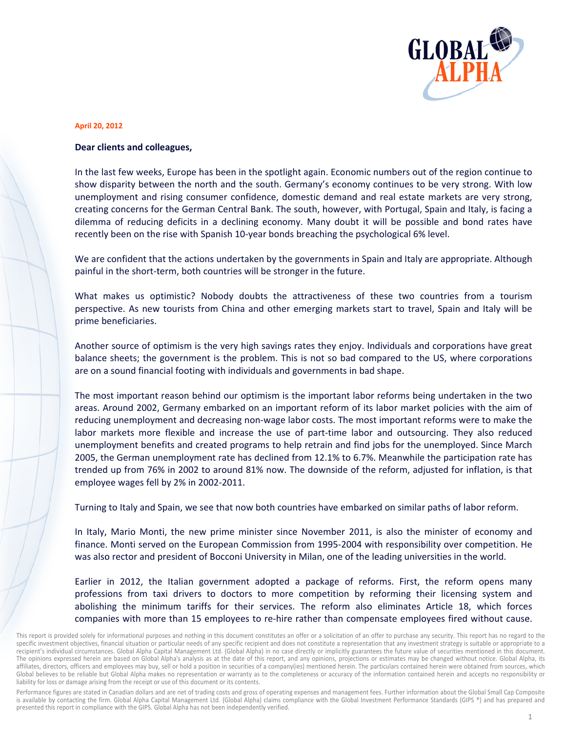April 20, 2012

**Dear clients and colleagues,**

In the last few weeks, Europe has been in the spotlight again. Economic numbers out of the region continue to show disparity between the north and the south. Germany's economy continues to be very strong. With low unemployment and rising consumer confidence, domestic demand and real estate markets are very strong, creating concerns for the German Central Bank. The south, however, with Portugal, Spain and Italy, is facing a dilemma of reducing deficits in a declining economy. Many doubt it will be possible and bond rates have recently been on the rise with Spanish 10-year bonds breaching the psychological 6% level.

We are confident that the actions undertaken by the governments in Spain and Italy are appropriate. Although painful in the short-term, both countries will be stronger in the future.

What makes us optimistic? Nobody doubts the attractiveness of these two countries from a tourism perspective. As new tourists from China and other emerging markets start to travel, Spain and Italy will be prime beneficiaries.

Another source of optimism is the very high savings rates they enjoy. Individuals and corporations have great balance sheets; the government is the problem. This is not so bad compared to the US, where corporations are on a sound financial footing with individuals and governments in bad shape.

The most important reason behind our optimism is the important labor reforms being undertaken in the two areas. Around 2002, Germany embarked on an important reform of its labor market policies with the aim of reducing unemployment and decreasing non-wage labor costs. The most important reforms were to make the labor markets more flexible and increase the use of part-time labor and outsourcing. They also reduced unemployment benefits and created programs to help retrain and find jobs for the unemployed. Since March 2005, the German unemployment rate has declined from 12.1% to 6.7%. Meanwhile the participation rate has trended up from 76% in 2002 to around 81% now. The downside of the reform, adjusted for inflation, is that employee wages fell by 2% in 2002-2011.

Turning to Italy and Spain, we see that now both countries have embarked on similar paths of labor reform.

In Italy, Mario Monti, the new prime minister since November 2011, is also the minister of economy and finance. Monti served on the European Commission from 1995-2004 with responsibility over competition. He was also rector and president of Bocconi University in Milan, one of the leading universities in the world.

Earlier in 2012, the Italian government adopted a package of reforms. First, the reform opens many professions from taxi drivers to doctors to more competition by reforming their licensing system and abolishing the minimum tariffs for their services. The reform also eliminates Article 18, which forces companies with more than 15 employees to re-hire rather than compensate employees fired without cause.

This report is provided solely for informational purposes and nothing in this document constitutes an offer or a solicitation of an offer to purchase any security. This report has no regard to the specific investment objectives, financial situation or particular needs of any specific recipient and does not constitute a representation that any investment strategy is suitable or appropriate to a recipient's individual circumstances. Global Alpha Capital Management Ltd. (Global Alpha) in no case directly or implicitly guarantees the future value of securities mentioned in this document. The opinions expressed herein are based on Global Alpha's analysis as at the date of this report, and any opinions, projections or estimates may be changed without notice. Global Alpha, its affiliates, directors, officers and employees may buy, sell or hold a position in securities of a company(ies) mentioned herein. The particulars contained herein were obtained from sources, which Global believes to be reliable but Global Alpha makes no representation or warranty as to the completeness or accuracy of the information contained herein and accepts no responsibility or liability for loss or damage arising from the receipt or use of this document or its contents.

Performance figures are stated in Canadian dollars and are net of trading costs and gross of operating expenses and management fees. Further information about the Global Small Cap Composite is available by contacting the firm. Global Alpha Capital Management Ltd. (Global Alpha) claims compliance with the Global Investment Performance Standards (GIPS ®) and has prepared and presented this report in compliance with the GIPS. Global Alpha has not been independently verified.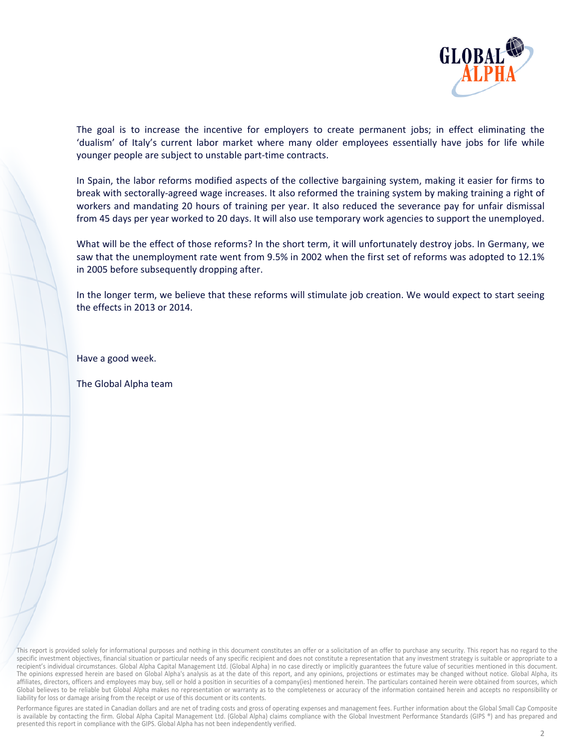The goal is to increase the incentive for employers to create permanent jobs; in effect eliminating the 'dualism' of Italy's current labor market where many older employees essentially have jobs for life while younger people are subject to unstable part-time contracts.

In Spain, the labor reforms modified aspects of the collective bargaining system, making it easier for firms to break with sectorally-agreed wage increases. It also reformed the training system by making training a right of workers and mandating 20 hours of training per year. It also reduced the severance pay for unfair dismissal from 45 days per year worked to 20 days. It will also use temporary work agencies to support the unemployed.

What will be the effect of those reforms? In the short term, it will unfortunately destroy jobs. In Germany, we saw that the unemployment rate went from 9.5% in 2002 when the first set of reforms was adopted to 12.1% in 2005 before subsequently dropping after.

In the longer term, we believe that these reforms will stimulate job creation. We would expect to start seeing the effects in 2013 or 2014.

Have a good week.

The Global Alpha team

This report is provided solely for informational purposes and nothing in this document constitutes an offer or a solicitation of an offer to purchase any security. This report has no regard to the specific investment objectives, financial situation or particular needs of any specific recipient and does not constitute a representation that any investment strategy is suitable or appropriate to a recipient's individual circumstances. Global Alpha Capital Management Ltd. (Global Alpha) in no case directly or implicitly guarantees the future value of securities mentioned in this document. The opinions expressed herein are based on Global Alpha's analysis as at the date of this report, and any opinions, projections or estimates may be changed without notice. Global Alpha, its affiliates, directors, officers and employees may buy, sell or hold a position in securities of a company(ies) mentioned herein. The particulars contained herein were obtained from sources, which Global believes to be reliable but Global Alpha makes no representation or warranty as to the completeness or accuracy of the information contained herein and accepts no responsibility or liability for loss or damage arising from the receipt or use of this document or its contents.

Performance figures are stated in Canadian dollars and are net of trading costs and gross of operating expenses and management fees. Further information about the Global Small Cap Composite is available by contacting the firm. Global Alpha Capital Management Ltd. (Global Alpha) claims compliance with the Global Investment Performance Standards (GIPS ®) and has prepared and presented this report in compliance with the GIPS. Global Alpha has not been independently verified.